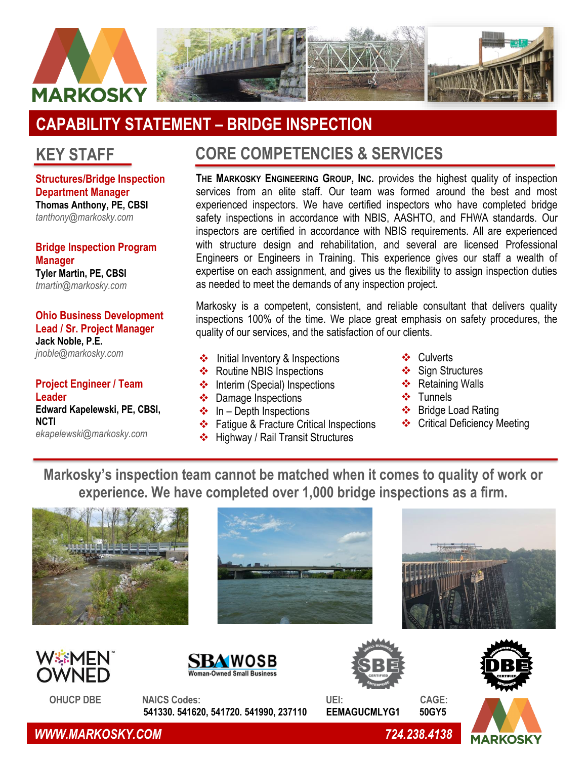MARKOSKY

# CAPABILITY STATEMENT – BRIDGE INSPECTION

## KEY STAFF

**Structures/Bridge Inspection Department Manager**
**Thomas Anthony, PE, CBSI**
*tanthony@markosky.com*

**Bridge Inspection Program Manager**
**Tyler Martin, PE, CBSI**
*tmartin@markosky.com*

**Ohio Business Development Lead / Sr. Project Manager**
**Jack Noble, P.E.**
*jnoble@markosky.com*

**Project Engineer / Team Leader**
**Edward Kapelewski, PE, CBSI, NCTI**
*ekapelewski@markosky.com*

## CORE COMPETENCIES & SERVICES

**THE MARKOSKY ENGINEERING GROUP, INC.** provides the highest quality of inspection services from an elite staff. Our team was formed around the best and most experienced inspectors. We have certified inspectors who have completed bridge safety inspections in accordance with NBIS, AASHTO, and FHWA standards. Our inspectors are certified in accordance with NBIS requirements. All are experienced with structure design and rehabilitation, and several are licensed Professional Engineers or Engineers in Training. This experience gives our staff a wealth of expertise on each assignment, and gives us the flexibility to assign inspection duties as needed to meet the demands of any inspection project.

Markosky is a competent, consistent, and reliable consultant that delivers quality inspections 100% of the time. We place great emphasis on safety procedures, the quality of our services, and the satisfaction of our clients.

- Initial Inventory & Inspections
- Routine NBIS Inspections
- Interim (Special) Inspections
- Damage Inspections
- In – Depth Inspections
- Fatigue & Fracture Critical Inspections
- Highway / Rail Transit Structures
- Culverts
- Sign Structures
- Retaining Walls
- Tunnels
- Bridge Load Rating
- Critical Deficiency Meeting

**Markosky's inspection team cannot be matched when it comes to quality of work or experience. We have completed over 1,000 bridge inspections as a firm.**

WOMEN OWNED | SBA WOSB Woman-Owned Small Business | SBE Certified | DBE Certified

**OHUCP DBE**

**NAICS Codes:** 541330. 541620, 541720. 541990, 237110

**UEI:** EEMAGUCMLYG1

**CAGE:** 50GY5

***WWW.MARKOSKY.COM*** ***724.238.4138***

MARKOSKY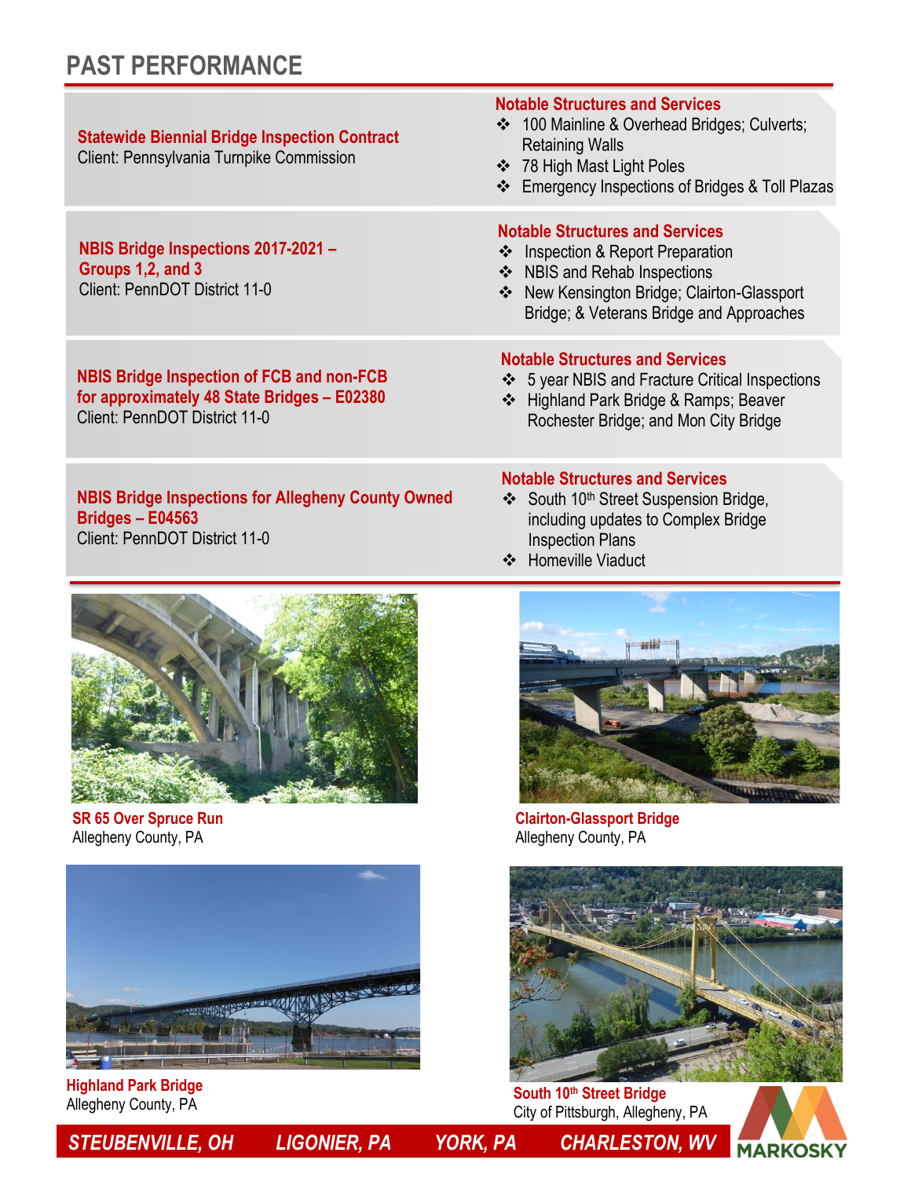# PAST PERFORMANCE

| | |
|---|---|
| **Statewide Biennial Bridge Inspection Contract**<br>Client: Pennsylvania Turnpike Commission | **Notable Structures and Services**<br>❖ 100 Mainline & Overhead Bridges; Culverts; Retaining Walls<br>❖ 78 High Mast Light Poles<br>❖ Emergency Inspections of Bridges & Toll Plazas |
| **NBIS Bridge Inspections 2017-2021 – Groups 1,2, and 3**<br>Client: PennDOT District 11-0 | **Notable Structures and Services**<br>❖ Inspection & Report Preparation<br>❖ NBIS and Rehab Inspections<br>❖ New Kensington Bridge; Clairton-Glassport Bridge; & Veterans Bridge and Approaches |
| **NBIS Bridge Inspection of FCB and non-FCB for approximately 48 State Bridges – E02380**<br>Client: PennDOT District 11-0 | **Notable Structures and Services**<br>❖ 5 year NBIS and Fracture Critical Inspections<br>❖ Highland Park Bridge & Ramps; Beaver Rochester Bridge; and Mon City Bridge |
| **NBIS Bridge Inspections for Allegheny County Owned Bridges – E04563**<br>Client: PennDOT District 11-0 | **Notable Structures and Services**<br>❖ South 10th Street Suspension Bridge, including updates to Complex Bridge Inspection Plans<br>❖ Homeville Viaduct |

**SR 65 Over Spruce Run**
Allegheny County, PA

**Clairton-Glassport Bridge**
Allegheny County, PA

**Highland Park Bridge**
Allegheny County, PA

**South 10th Street Bridge**
City of Pittsburgh, Allegheny, PA

*STEUBENVILLE, OH   LIGONIER, PA   YORK, PA   CHARLESTON, WV*

MARKOSKY